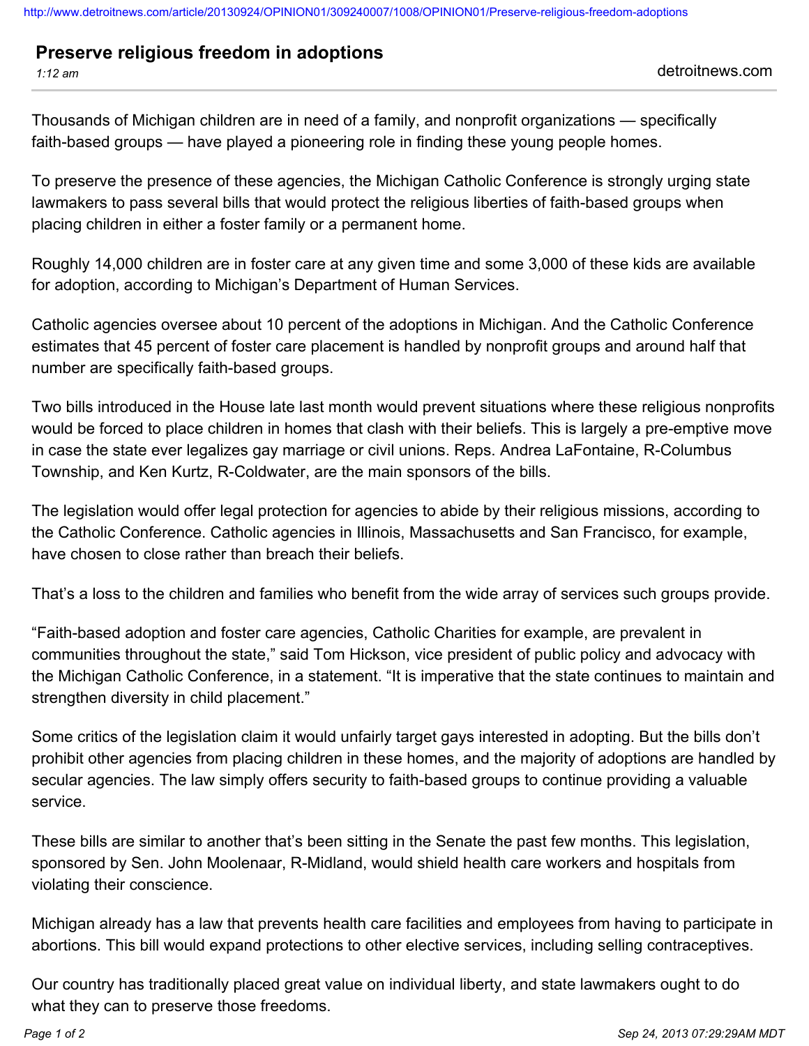# Preserve religious freedom in adoptions

*1:12 am*

detroitnews.com

Thousands of Michigan children are in need of a family, and nonprofit organizations — specifically faith-based groups — have played a pioneering role in finding these young people homes.

To preserve the presence of these agencies, the Michigan Catholic Conference is strongly urging state lawmakers to pass several bills that would protect the religious liberties of faith-based groups when placing children in either a foster family or a permanent home.

Roughly 14,000 children are in foster care at any given time and some 3,000 of these kids are available for adoption, according to Michigan's Department of Human Services.

Catholic agencies oversee about 10 percent of the adoptions in Michigan. And the Catholic Conference estimates that 45 percent of foster care placement is handled by nonprofit groups and around half that number are specifically faith-based groups.

Two bills introduced in the House late last month would prevent situations where these religious nonprofits would be forced to place children in homes that clash with their beliefs. This is largely a pre-emptive move in case the state ever legalizes gay marriage or civil unions. Reps. Andrea LaFontaine, R-Columbus Township, and Ken Kurtz, R-Coldwater, are the main sponsors of the bills.

The legislation would offer legal protection for agencies to abide by their religious missions, according to the Catholic Conference. Catholic agencies in Illinois, Massachusetts and San Francisco, for example, have chosen to close rather than breach their beliefs.

That's a loss to the children and families who benefit from the wide array of services such groups provide.

"Faith-based adoption and foster care agencies, Catholic Charities for example, are prevalent in communities throughout the state," said Tom Hickson, vice president of public policy and advocacy with the Michigan Catholic Conference, in a statement. "It is imperative that the state continues to maintain and strengthen diversity in child placement."

Some critics of the legislation claim it would unfairly target gays interested in adopting. But the bills don't prohibit other agencies from placing children in these homes, and the majority of adoptions are handled by secular agencies. The law simply offers security to faith-based groups to continue providing a valuable service.

These bills are similar to another that's been sitting in the Senate the past few months. This legislation, sponsored by Sen. John Moolenaar, R-Midland, would shield health care workers and hospitals from violating their conscience.

Michigan already has a law that prevents health care facilities and employees from having to participate in abortions. This bill would expand protections to other elective services, including selling contraceptives.

Our country has traditionally placed great value on individual liberty, and state lawmakers ought to do what they can to preserve those freedoms.